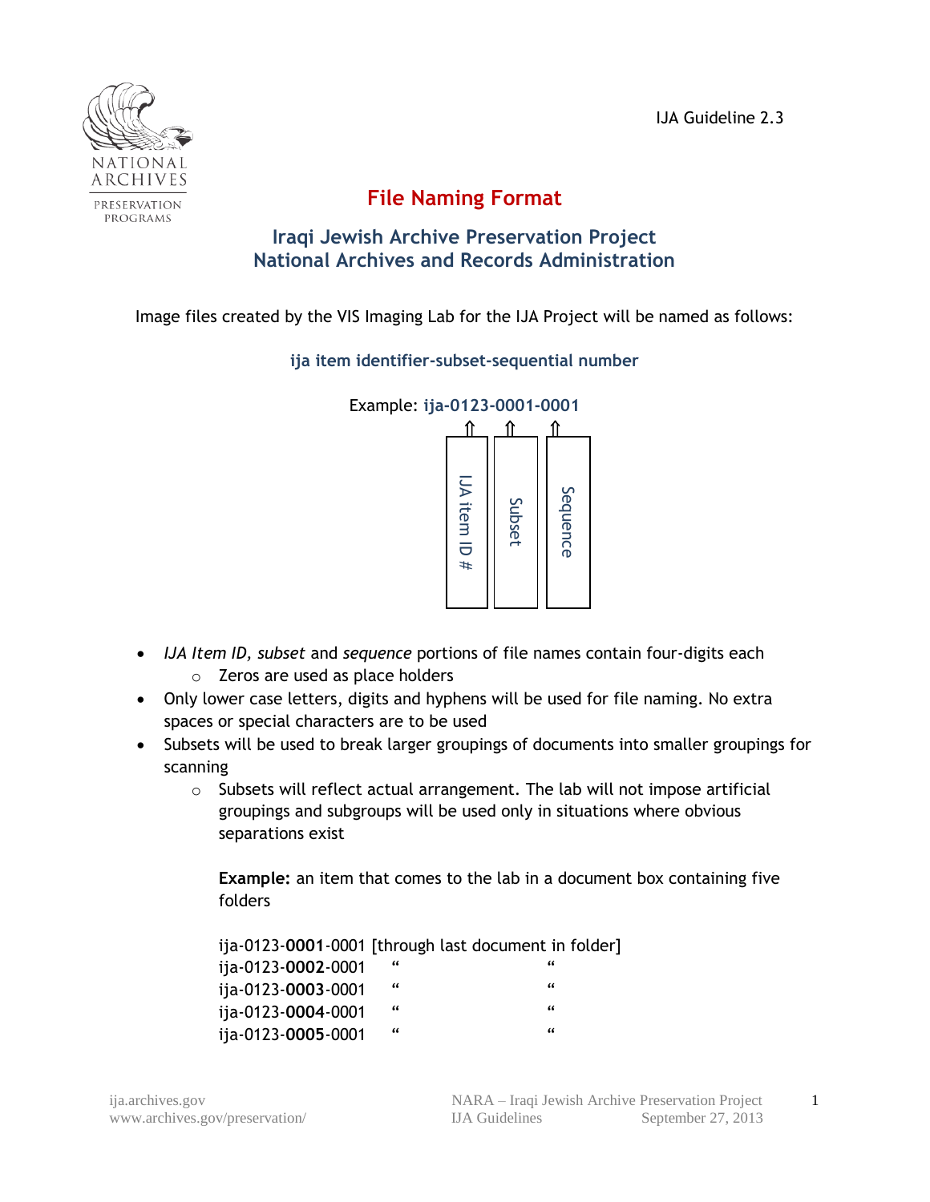IJA Guideline 2.3

# File Naming Format

## Iraqi Jewish Archive Preservation Project
## National Archives and Records Administration

Image files created by the VIS Imaging Lab for the IJA Project will be named as follows:

**ija item identifier-subset-sequential number**

Example: **ija-0123-0001-0001**

| IJA item ID # | Subset | Sequence |
|---|---|---|
| 0123 | 0001 | 0001 |

- *IJA Item ID, subset* and *sequence* portions of file names contain four-digits each
  - Zeros are used as place holders
- Only lower case letters, digits and hyphens will be used for file naming. No extra spaces or special characters are to be used
- Subsets will be used to break larger groupings of documents into smaller groupings for scanning
  - Subsets will reflect actual arrangement. The lab will not impose artificial groupings and subgroups will be used only in situations where obvious separations exist

    **Example:** an item that comes to the lab in a document box containing five folders

    ija-0123-**0001**-0001 [through last document in folder]
    ija-0123-**0002**-0001 " "
    ija-0123-**0003**-0001 " "
    ija-0123-**0004**-0001 " "
    ija-0123-**0005**-0001 " "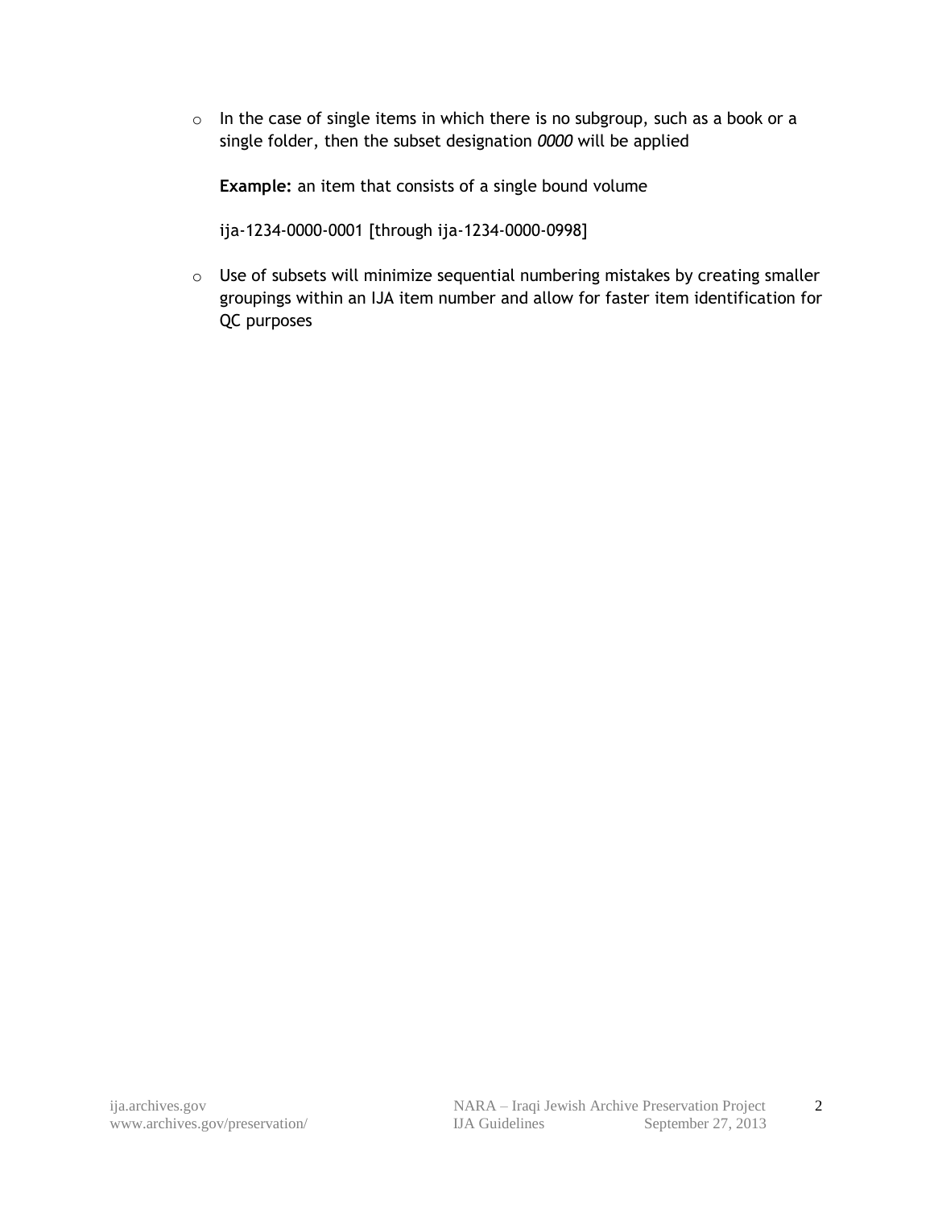- In the case of single items in which there is no subgroup, such as a book or a single folder, then the subset designation *0000* will be applied

  **Example:** an item that consists of a single bound volume

  ija-1234-0000-0001 [through ija-1234-0000-0998]

- Use of subsets will minimize sequential numbering mistakes by creating smaller groupings within an IJA item number and allow for faster item identification for QC purposes